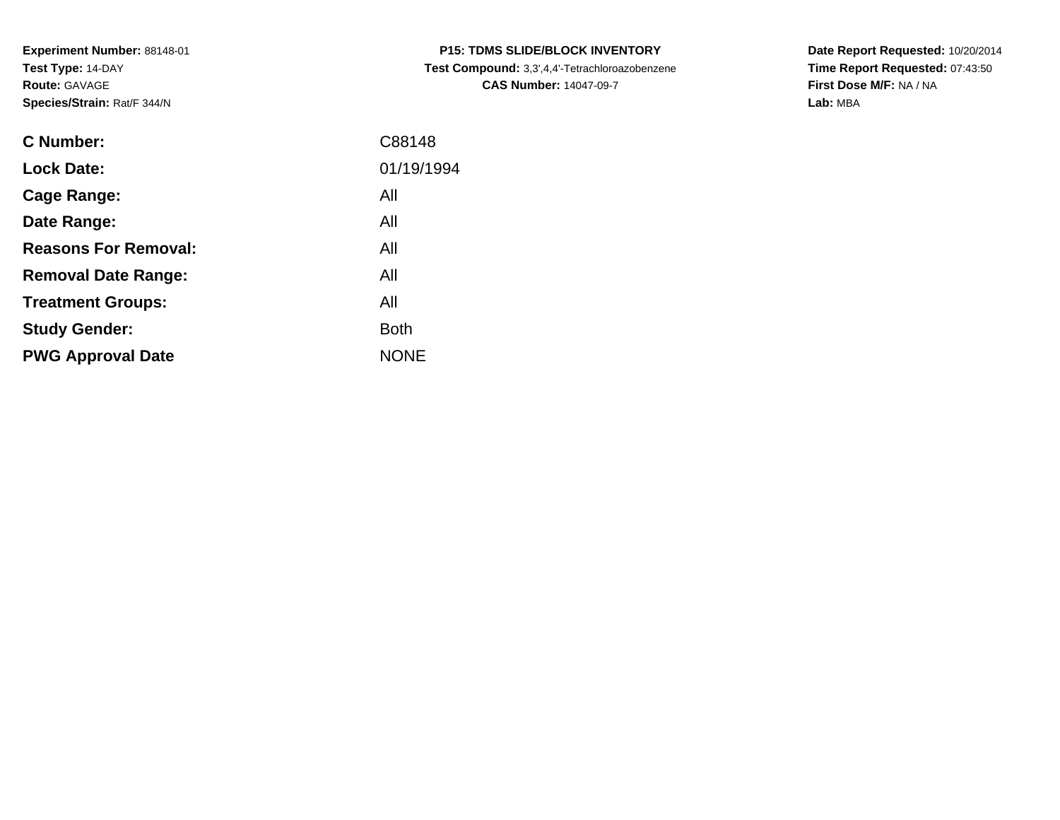**Experiment Number:** 88148-01
**Test Type:** 14-DAY
**Route:** GAVAGE
**Species/Strain:** Rat/F 344/N

**P15: TDMS SLIDE/BLOCK INVENTORY**
**Test Compound:** 3,3',4,4'-Tetrachloroazobenzene
**CAS Number:** 14047-09-7

**Date Report Requested:** 10/20/2014
**Time Report Requested:** 07:43:50
**First Dose M/F:** NA / NA
**Lab:** MBA

| | |
|---|---|
| **C Number:** | C88148 |
| **Lock Date:** | 01/19/1994 |
| **Cage Range:** | All |
| **Date Range:** | All |
| **Reasons For Removal:** | All |
| **Removal Date Range:** | All |
| **Treatment Groups:** | All |
| **Study Gender:** | Both |
| **PWG Approval Date** | NONE |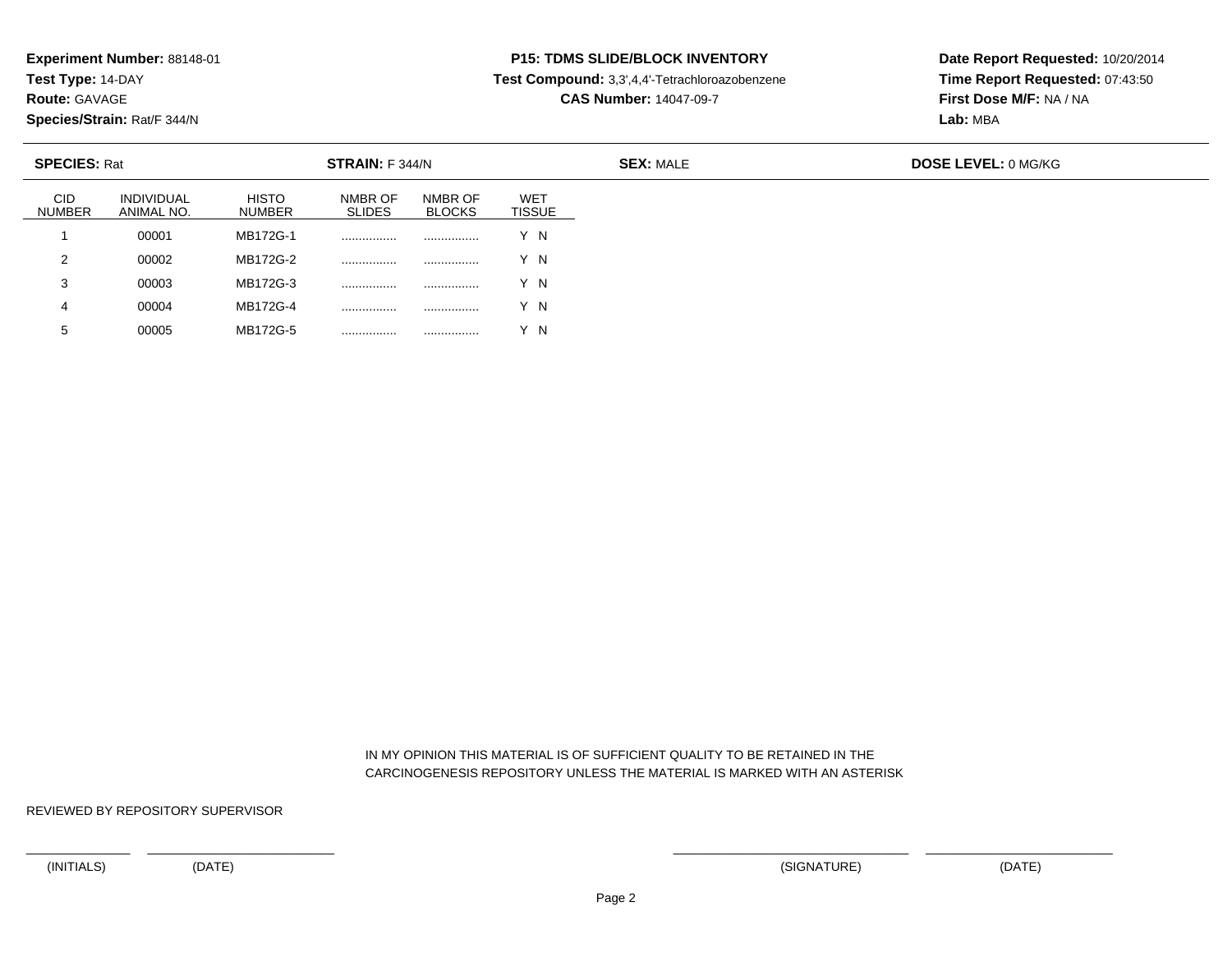**Experiment Number:** 88148-01
**Test Type:** 14-DAY
**Route:** GAVAGE
**Species/Strain:** Rat/F 344/N

**P15: TDMS SLIDE/BLOCK INVENTORY**
**Test Compound:** 3,3',4,4'-Tetrachloroazobenzene
**CAS Number:** 14047-09-7

**Date Report Requested:** 10/20/2014
**Time Report Requested:** 07:43:50
**First Dose M/F:** NA / NA
**Lab:** MBA

**SPECIES:** Rat **STRAIN:** F 344/N **SEX:** MALE **DOSE LEVEL:** 0 MG/KG

| CID NUMBER | INDIVIDUAL ANIMAL NO. | HISTO NUMBER | NMBR OF SLIDES | NMBR OF BLOCKS | WET TISSUE |
|---|---|---|---|---|---|
| 1 | 00001 | MB172G-1 | ................ | ................ | Y N |
| 2 | 00002 | MB172G-2 | ................ | ................ | Y N |
| 3 | 00003 | MB172G-3 | ................ | ................ | Y N |
| 4 | 00004 | MB172G-4 | ................ | ................ | Y N |
| 5 | 00005 | MB172G-5 | ................ | ................ | Y N |

IN MY OPINION THIS MATERIAL IS OF SUFFICIENT QUALITY TO BE RETAINED IN THE CARCINOGENESIS REPOSITORY UNLESS THE MATERIAL IS MARKED WITH AN ASTERISK

REVIEWED BY REPOSITORY SUPERVISOR

\_\_\_\_\_\_\_\_\_\_\_\_ \_\_\_\_\_\_\_\_\_\_\_\_\_\_\_\_\_\_\_\_ \_\_\_\_\_\_\_\_\_\_\_\_\_\_\_\_\_\_\_\_\_\_\_\_ \_\_\_\_\_\_\_\_\_\_\_\_\_\_\_\_\_\_\_\_

(INITIALS) (DATE) (SIGNATURE) (DATE)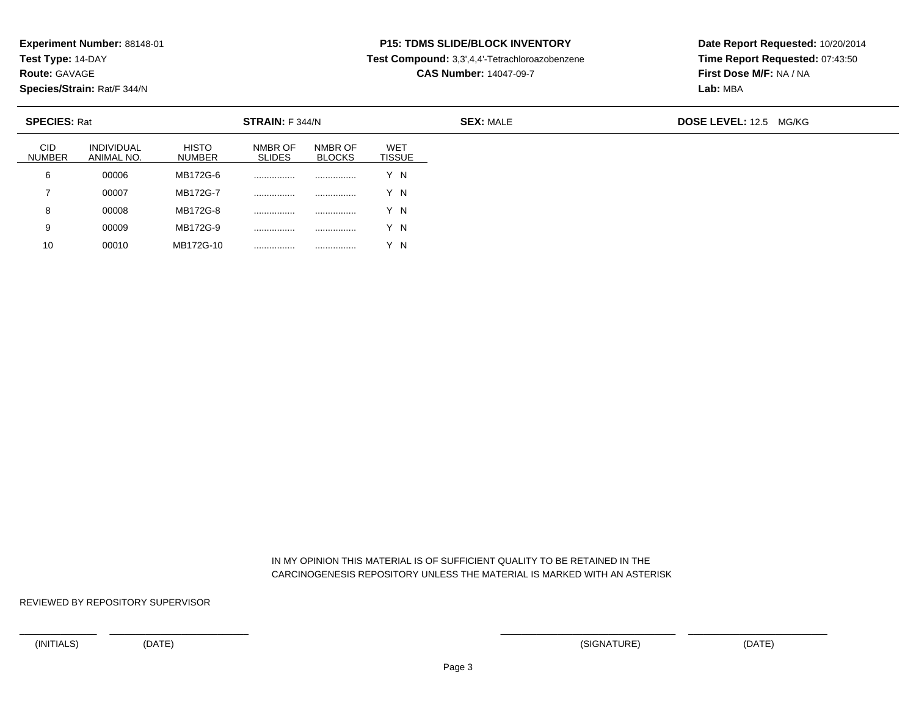**Experiment Number:** 88148-01
**Test Type:** 14-DAY
**Route:** GAVAGE
**Species/Strain:** Rat/F 344/N

**P15: TDMS SLIDE/BLOCK INVENTORY**
**Test Compound:** 3,3',4,4'-Tetrachloroazobenzene
**CAS Number:** 14047-09-7

**Date Report Requested:** 10/20/2014
**Time Report Requested:** 07:43:50
**First Dose M/F:** NA / NA
**Lab:** MBA

**SPECIES:** Rat **STRAIN:** F 344/N **SEX:** MALE **DOSE LEVEL:** 12.5 MG/KG

| CID NUMBER | INDIVIDUAL ANIMAL NO. | HISTO NUMBER | NMBR OF SLIDES | NMBR OF BLOCKS | WET TISSUE |
|---|---|---|---|---|---|
| 6 | 00006 | MB172G-6 | ................ | ................ | Y N |
| 7 | 00007 | MB172G-7 | ................ | ................ | Y N |
| 8 | 00008 | MB172G-8 | ................ | ................ | Y N |
| 9 | 00009 | MB172G-9 | ................ | ................ | Y N |
| 10 | 00010 | MB172G-10 | ................ | ................ | Y N |

IN MY OPINION THIS MATERIAL IS OF SUFFICIENT QUALITY TO BE RETAINED IN THE CARCINOGENESIS REPOSITORY UNLESS THE MATERIAL IS MARKED WITH AN ASTERISK

REVIEWED BY REPOSITORY SUPERVISOR

(INITIALS) (DATE) (SIGNATURE) (DATE)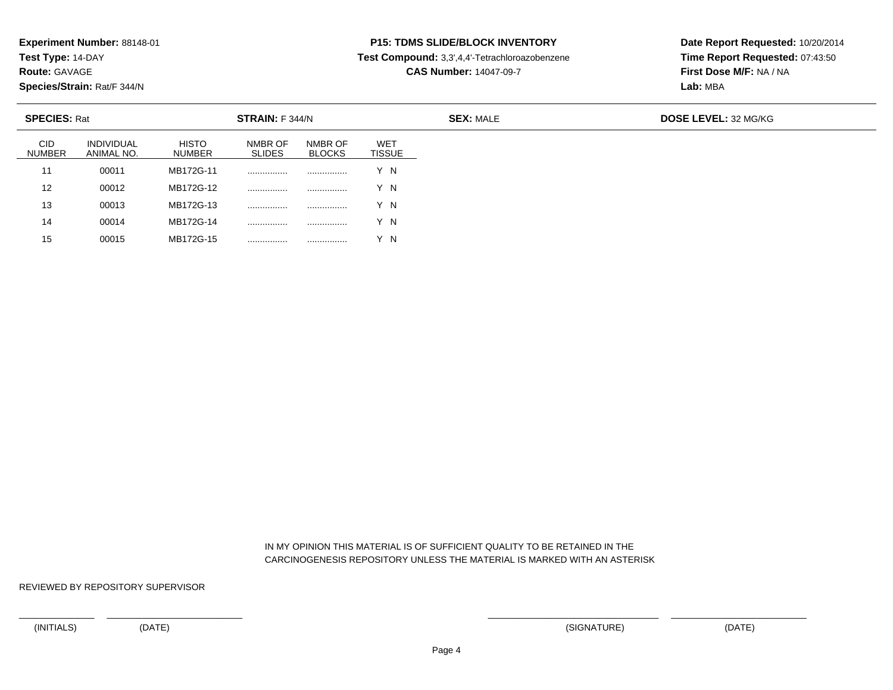**Experiment Number:** 88148-01
**Test Type:** 14-DAY
**Route:** GAVAGE
**Species/Strain:** Rat/F 344/N

**P15: TDMS SLIDE/BLOCK INVENTORY**
**Test Compound:** 3,3',4,4'-Tetrachloroazobenzene
**CAS Number:** 14047-09-7

**Date Report Requested:** 10/20/2014
**Time Report Requested:** 07:43:50
**First Dose M/F:** NA / NA
**Lab:** MBA

**SPECIES:** Rat **STRAIN:** F 344/N **SEX:** MALE **DOSE LEVEL:** 32 MG/KG

| CID NUMBER | INDIVIDUAL ANIMAL NO. | HISTO NUMBER | NMBR OF SLIDES | NMBR OF BLOCKS | WET TISSUE |
|---|---|---|---|---|---|
| 11 | 00011 | MB172G-11 | ................ | ................ | Y N |
| 12 | 00012 | MB172G-12 | ................ | ................ | Y N |
| 13 | 00013 | MB172G-13 | ................ | ................ | Y N |
| 14 | 00014 | MB172G-14 | ................ | ................ | Y N |
| 15 | 00015 | MB172G-15 | ................ | ................ | Y N |

IN MY OPINION THIS MATERIAL IS OF SUFFICIENT QUALITY TO BE RETAINED IN THE CARCINOGENESIS REPOSITORY UNLESS THE MATERIAL IS MARKED WITH AN ASTERISK

REVIEWED BY REPOSITORY SUPERVISOR

(INITIALS) (DATE) (SIGNATURE) (DATE)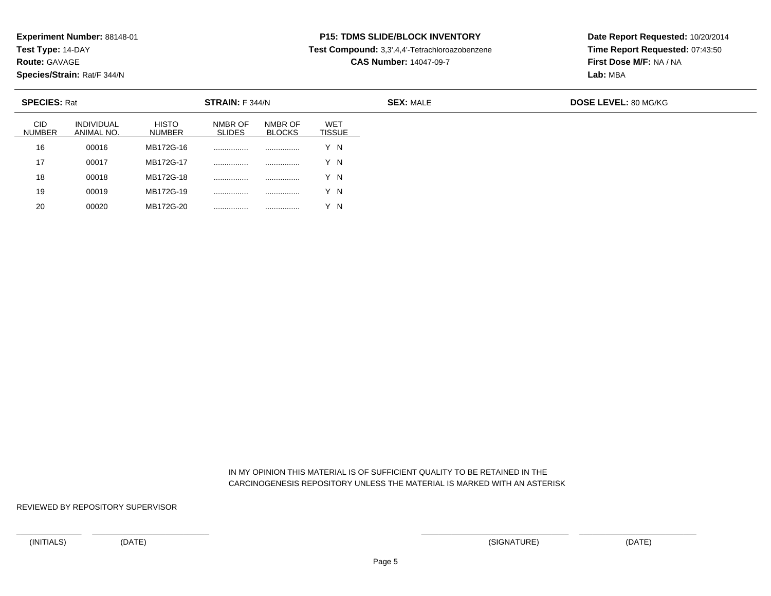**Experiment Number:** 88148-01
**Test Type:** 14-DAY
**Route:** GAVAGE
**Species/Strain:** Rat/F 344/N

**P15: TDMS SLIDE/BLOCK INVENTORY**
**Test Compound:** 3,3',4,4'-Tetrachloroazobenzene
**CAS Number:** 14047-09-7

**Date Report Requested:** 10/20/2014
**Time Report Requested:** 07:43:50
**First Dose M/F:** NA / NA
**Lab:** MBA

**SPECIES:** Rat | **STRAIN:** F 344/N | **SEX:** MALE | **DOSE LEVEL:** 80 MG/KG

| CID NUMBER | INDIVIDUAL ANIMAL NO. | HISTO NUMBER | NMBR OF SLIDES | NMBR OF BLOCKS | WET TISSUE |
|---|---|---|---|---|---|
| 16 | 00016 | MB172G-16 | ................ | ................ | Y N |
| 17 | 00017 | MB172G-17 | ................ | ................ | Y N |
| 18 | 00018 | MB172G-18 | ................ | ................ | Y N |
| 19 | 00019 | MB172G-19 | ................ | ................ | Y N |
| 20 | 00020 | MB172G-20 | ................ | ................ | Y N |

IN MY OPINION THIS MATERIAL IS OF SUFFICIENT QUALITY TO BE RETAINED IN THE CARCINOGENESIS REPOSITORY UNLESS THE MATERIAL IS MARKED WITH AN ASTERISK

REVIEWED BY REPOSITORY SUPERVISOR

(INITIALS) (DATE) (SIGNATURE) (DATE)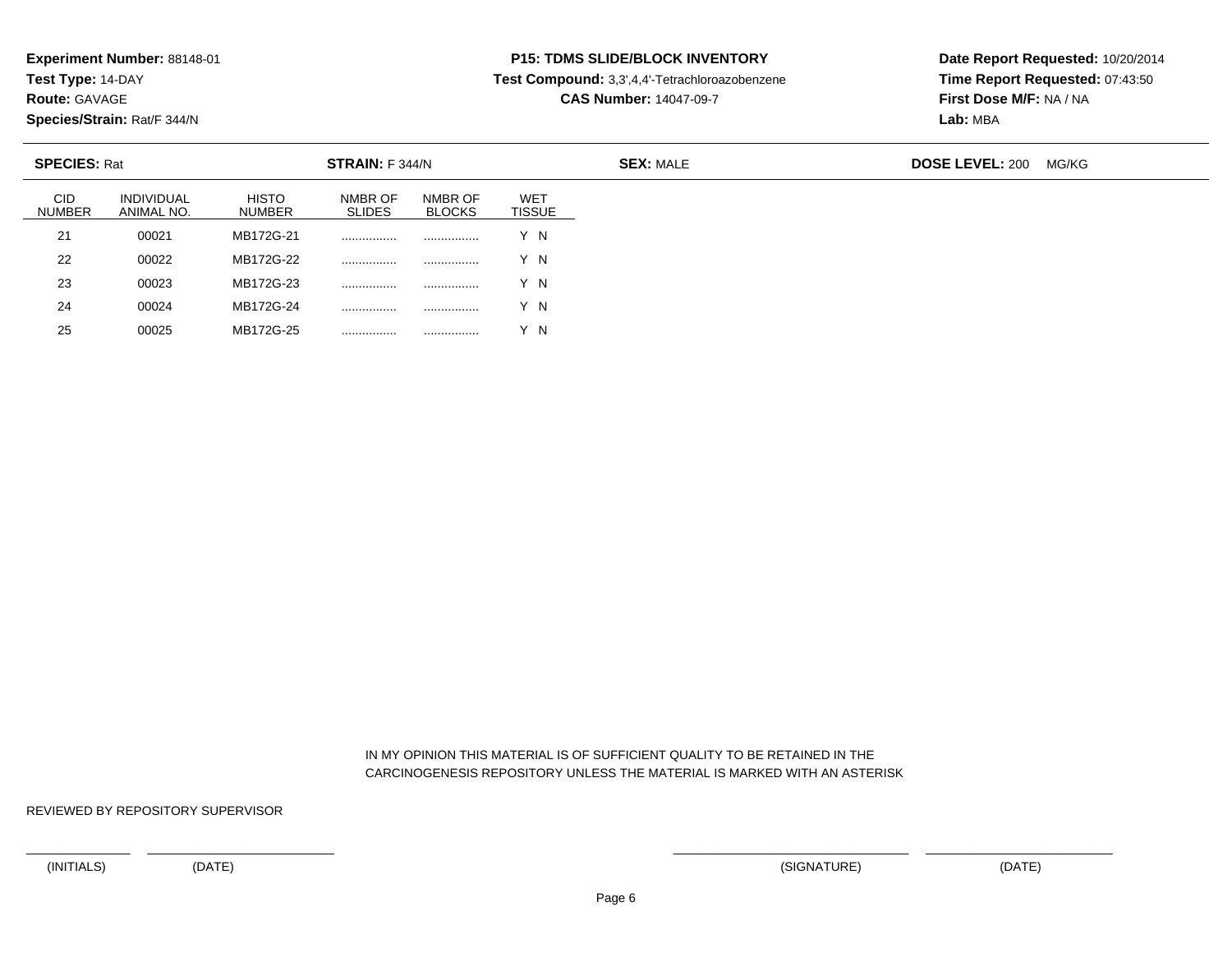**Experiment Number:** 88148-01
**Test Type:** 14-DAY
**Route:** GAVAGE
**Species/Strain:** Rat/F 344/N

**P15: TDMS SLIDE/BLOCK INVENTORY**
**Test Compound:** 3,3',4,4'-Tetrachloroazobenzene
**CAS Number:** 14047-09-7

**Date Report Requested:** 10/20/2014
**Time Report Requested:** 07:43:50
**First Dose M/F:** NA / NA
**Lab:** MBA

**SPECIES:** Rat | **STRAIN:** F 344/N | **SEX:** MALE | **DOSE LEVEL:** 200 MG/KG

| CID NUMBER | INDIVIDUAL ANIMAL NO. | HISTO NUMBER | NMBR OF SLIDES | NMBR OF BLOCKS | WET TISSUE |
|---|---|---|---|---|---|
| 21 | 00021 | MB172G-21 | ................ | ................ | Y N |
| 22 | 00022 | MB172G-22 | ................ | ................ | Y N |
| 23 | 00023 | MB172G-23 | ................ | ................ | Y N |
| 24 | 00024 | MB172G-24 | ................ | ................ | Y N |
| 25 | 00025 | MB172G-25 | ................ | ................ | Y N |

IN MY OPINION THIS MATERIAL IS OF SUFFICIENT QUALITY TO BE RETAINED IN THE CARCINOGENESIS REPOSITORY UNLESS THE MATERIAL IS MARKED WITH AN ASTERISK

REVIEWED BY REPOSITORY SUPERVISOR

(INITIALS) (DATE) (SIGNATURE) (DATE)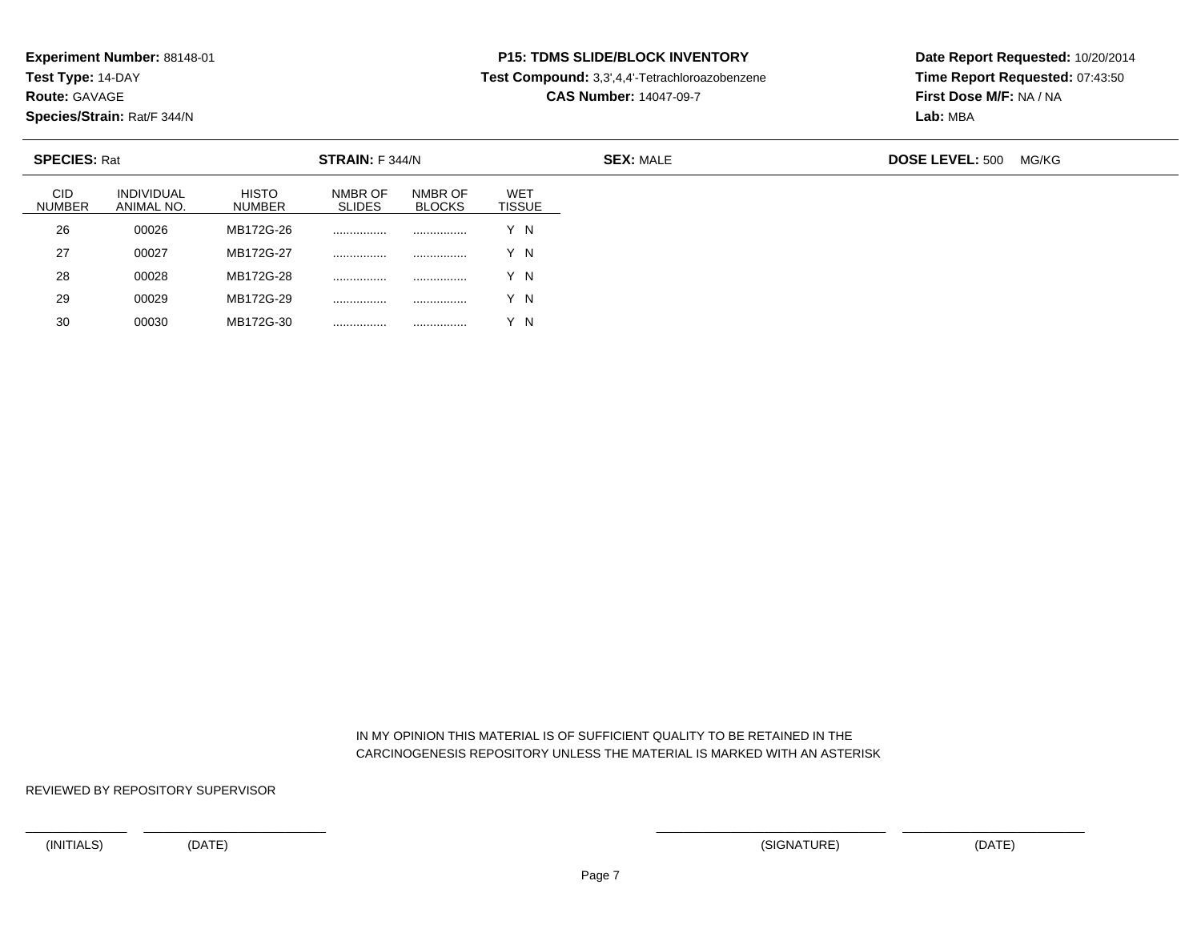**Experiment Number:** 88148-01
**Test Type:** 14-DAY
**Route:** GAVAGE
**Species/Strain:** Rat/F 344/N

**P15: TDMS SLIDE/BLOCK INVENTORY**
**Test Compound:** 3,3',4,4'-Tetrachloroazobenzene
**CAS Number:** 14047-09-7

**Date Report Requested:** 10/20/2014
**Time Report Requested:** 07:43:50
**First Dose M/F:** NA / NA
**Lab:** MBA

**SPECIES:** Rat　　**STRAIN:** F 344/N　　**SEX:** MALE　　**DOSE LEVEL:** 500 MG/KG

| CID NUMBER | INDIVIDUAL ANIMAL NO. | HISTO NUMBER | NMBR OF SLIDES | NMBR OF BLOCKS | WET TISSUE |
|---|---|---|---|---|---|
| 26 | 00026 | MB172G-26 | ................ | ................ | Y N |
| 27 | 00027 | MB172G-27 | ................ | ................ | Y N |
| 28 | 00028 | MB172G-28 | ................ | ................ | Y N |
| 29 | 00029 | MB172G-29 | ................ | ................ | Y N |
| 30 | 00030 | MB172G-30 | ................ | ................ | Y N |

IN MY OPINION THIS MATERIAL IS OF SUFFICIENT QUALITY TO BE RETAINED IN THE CARCINOGENESIS REPOSITORY UNLESS THE MATERIAL IS MARKED WITH AN ASTERISK

REVIEWED BY REPOSITORY SUPERVISOR

(INITIALS)　　(DATE)　　(SIGNATURE)　　(DATE)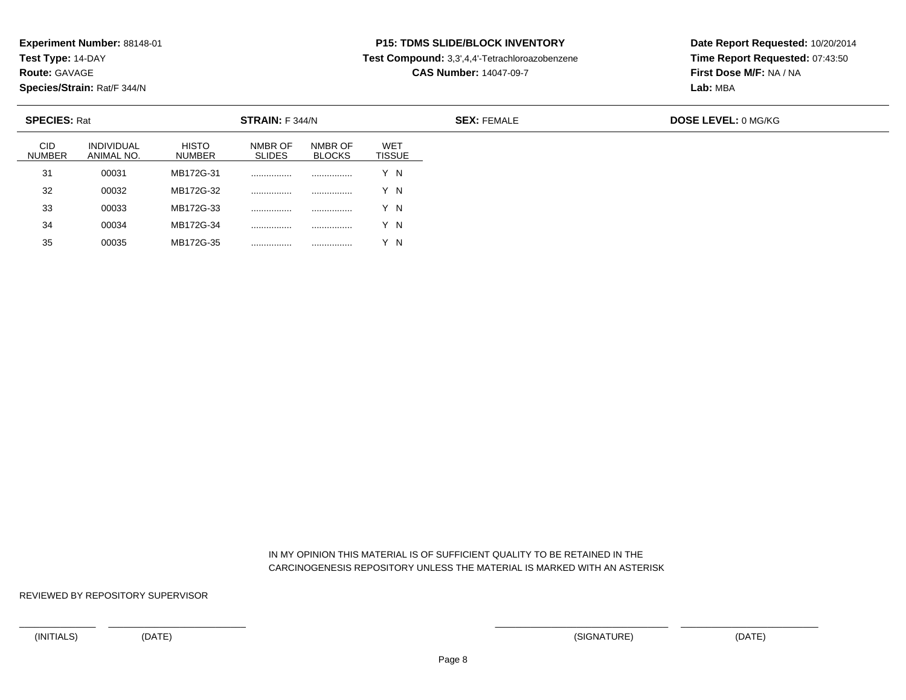**Experiment Number:** 88148-01
**Test Type:** 14-DAY
**Route:** GAVAGE
**Species/Strain:** Rat/F 344/N

**P15: TDMS SLIDE/BLOCK INVENTORY**
**Test Compound:** 3,3',4,4'-Tetrachloroazobenzene
**CAS Number:** 14047-09-7

**Date Report Requested:** 10/20/2014
**Time Report Requested:** 07:43:50
**First Dose M/F:** NA / NA
**Lab:** MBA

**SPECIES:** Rat **STRAIN:** F 344/N **SEX:** FEMALE **DOSE LEVEL:** 0 MG/KG

| CID NUMBER | INDIVIDUAL ANIMAL NO. | HISTO NUMBER | NMBR OF SLIDES | NMBR OF BLOCKS | WET TISSUE |
|---|---|---|---|---|---|
| 31 | 00031 | MB172G-31 | ................ | ................ | Y N |
| 32 | 00032 | MB172G-32 | ................ | ................ | Y N |
| 33 | 00033 | MB172G-33 | ................ | ................ | Y N |
| 34 | 00034 | MB172G-34 | ................ | ................ | Y N |
| 35 | 00035 | MB172G-35 | ................ | ................ | Y N |

IN MY OPINION THIS MATERIAL IS OF SUFFICIENT QUALITY TO BE RETAINED IN THE CARCINOGENESIS REPOSITORY UNLESS THE MATERIAL IS MARKED WITH AN ASTERISK

REVIEWED BY REPOSITORY SUPERVISOR

(INITIALS) (DATE) (SIGNATURE) (DATE)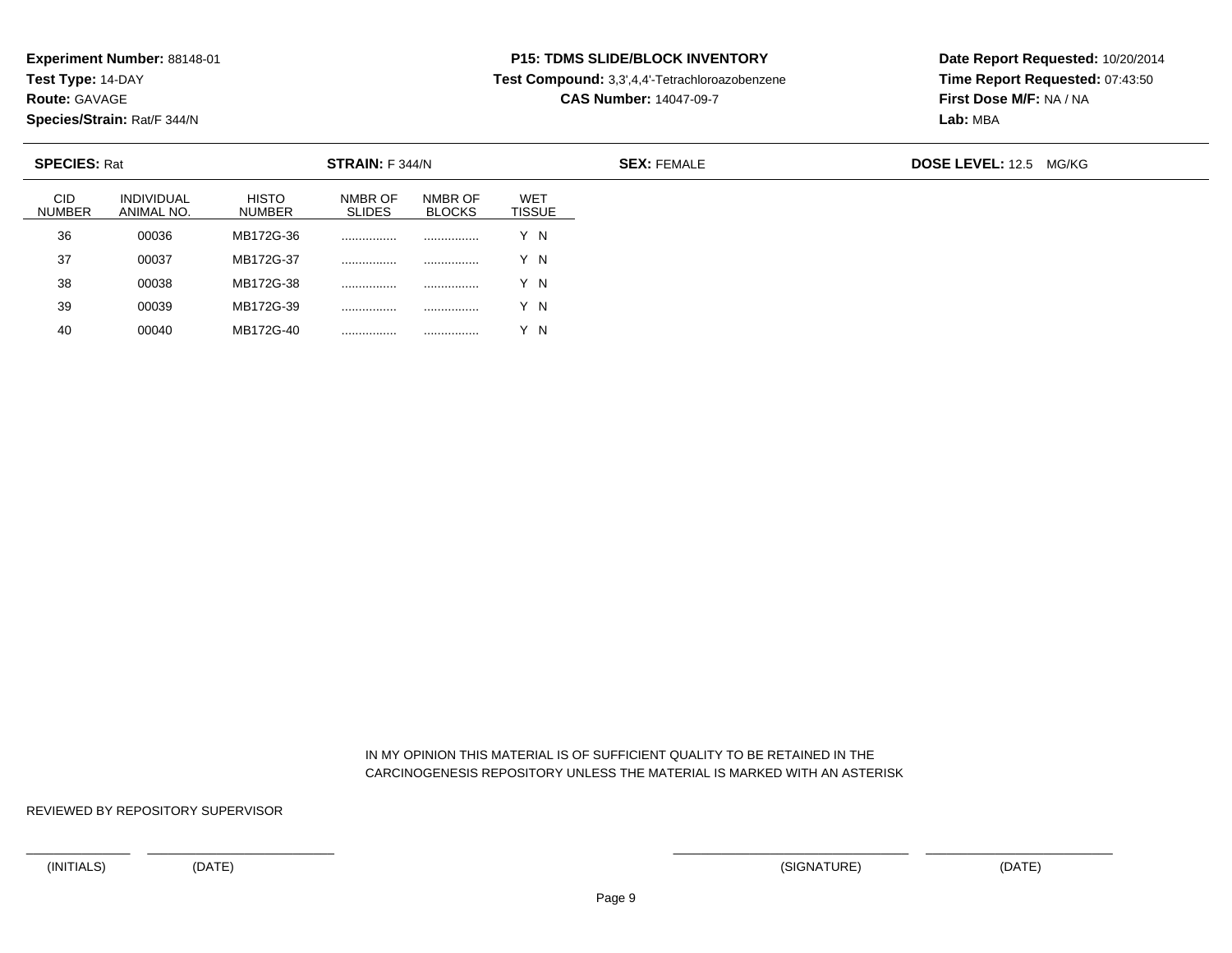**Experiment Number:** 88148-01
**Test Type:** 14-DAY
**Route:** GAVAGE
**Species/Strain:** Rat/F 344/N

**P15: TDMS SLIDE/BLOCK INVENTORY**
**Test Compound:** 3,3',4,4'-Tetrachloroazobenzene
**CAS Number:** 14047-09-7

**Date Report Requested:** 10/20/2014
**Time Report Requested:** 07:43:50
**First Dose M/F:** NA / NA
**Lab:** MBA

**SPECIES:** Rat **STRAIN:** F 344/N **SEX:** FEMALE **DOSE LEVEL:** 12.5 MG/KG

| CID NUMBER | INDIVIDUAL ANIMAL NO. | HISTO NUMBER | NMBR OF SLIDES | NMBR OF BLOCKS | WET TISSUE |
|---|---|---|---|---|---|
| 36 | 00036 | MB172G-36 | ................ | ................ | Y N |
| 37 | 00037 | MB172G-37 | ................ | ................ | Y N |
| 38 | 00038 | MB172G-38 | ................ | ................ | Y N |
| 39 | 00039 | MB172G-39 | ................ | ................ | Y N |
| 40 | 00040 | MB172G-40 | ................ | ................ | Y N |

IN MY OPINION THIS MATERIAL IS OF SUFFICIENT QUALITY TO BE RETAINED IN THE CARCINOGENESIS REPOSITORY UNLESS THE MATERIAL IS MARKED WITH AN ASTERISK

REVIEWED BY REPOSITORY SUPERVISOR

\_\_\_\_\_\_\_\_\_\_\_\_ \_\_\_\_\_\_\_\_\_\_\_\_\_\_\_\_\_\_\_\_ \_\_\_\_\_\_\_\_\_\_\_\_\_\_\_\_\_\_\_\_\_\_\_\_ \_\_\_\_\_\_\_\_\_\_\_\_\_\_\_\_\_\_\_\_

(INITIALS) (DATE) (SIGNATURE) (DATE)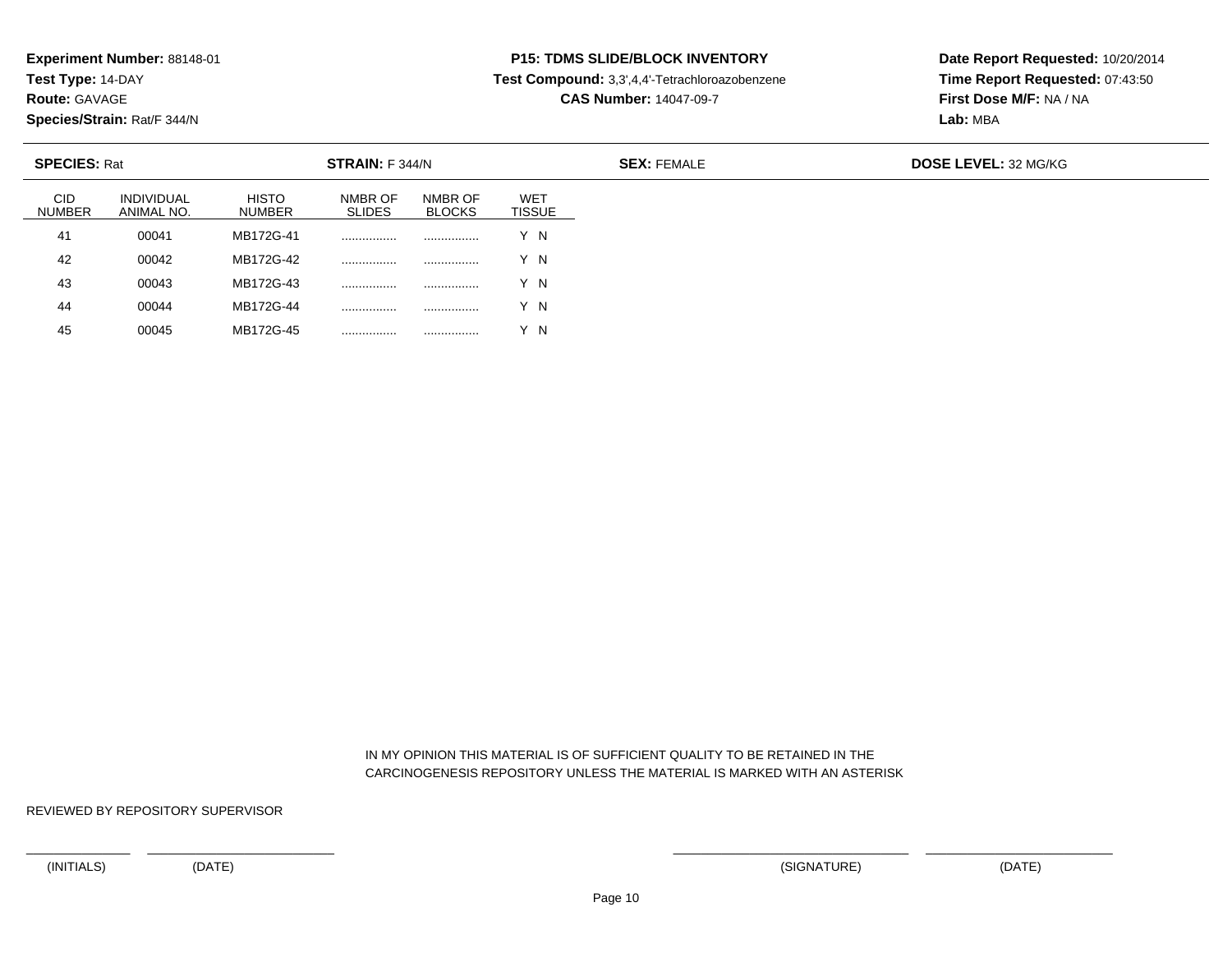**Experiment Number:** 88148-01
**Test Type:** 14-DAY
**Route:** GAVAGE
**Species/Strain:** Rat/F 344/N

**P15: TDMS SLIDE/BLOCK INVENTORY**
**Test Compound:** 3,3',4,4'-Tetrachloroazobenzene
**CAS Number:** 14047-09-7

**Date Report Requested:** 10/20/2014
**Time Report Requested:** 07:43:50
**First Dose M/F:** NA / NA
**Lab:** MBA

**SPECIES:** Rat **STRAIN:** F 344/N **SEX:** FEMALE **DOSE LEVEL:** 32 MG/KG

| CID NUMBER | INDIVIDUAL ANIMAL NO. | HISTO NUMBER | NMBR OF SLIDES | NMBR OF BLOCKS | WET TISSUE |
|---|---|---|---|---|---|
| 41 | 00041 | MB172G-41 | ................ | ................ | Y N |
| 42 | 00042 | MB172G-42 | ................ | ................ | Y N |
| 43 | 00043 | MB172G-43 | ................ | ................ | Y N |
| 44 | 00044 | MB172G-44 | ................ | ................ | Y N |
| 45 | 00045 | MB172G-45 | ................ | ................ | Y N |

IN MY OPINION THIS MATERIAL IS OF SUFFICIENT QUALITY TO BE RETAINED IN THE CARCINOGENESIS REPOSITORY UNLESS THE MATERIAL IS MARKED WITH AN ASTERISK

REVIEWED BY REPOSITORY SUPERVISOR

(INITIALS) (DATE) (SIGNATURE) (DATE)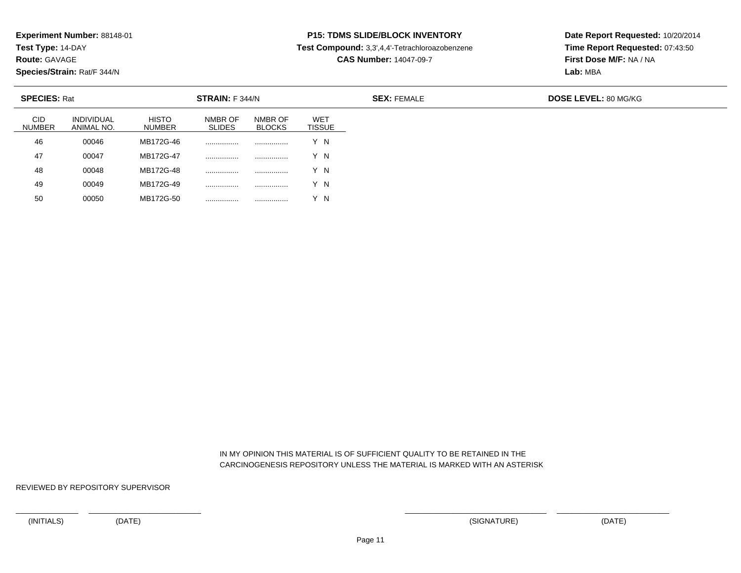**Experiment Number:** 88148-01
**Test Type:** 14-DAY
**Route:** GAVAGE
**Species/Strain:** Rat/F 344/N

**P15: TDMS SLIDE/BLOCK INVENTORY**
**Test Compound:** 3,3',4,4'-Tetrachloroazobenzene
**CAS Number:** 14047-09-7

**Date Report Requested:** 10/20/2014
**Time Report Requested:** 07:43:50
**First Dose M/F:** NA / NA
**Lab:** MBA

**SPECIES:** Rat **STRAIN:** F 344/N **SEX:** FEMALE **DOSE LEVEL:** 80 MG/KG

| CID NUMBER | INDIVIDUAL ANIMAL NO. | HISTO NUMBER | NMBR OF SLIDES | NMBR OF BLOCKS | WET TISSUE |
|---|---|---|---|---|---|
| 46 | 00046 | MB172G-46 | ................ | ................ | Y N |
| 47 | 00047 | MB172G-47 | ................ | ................ | Y N |
| 48 | 00048 | MB172G-48 | ................ | ................ | Y N |
| 49 | 00049 | MB172G-49 | ................ | ................ | Y N |
| 50 | 00050 | MB172G-50 | ................ | ................ | Y N |

IN MY OPINION THIS MATERIAL IS OF SUFFICIENT QUALITY TO BE RETAINED IN THE CARCINOGENESIS REPOSITORY UNLESS THE MATERIAL IS MARKED WITH AN ASTERISK

REVIEWED BY REPOSITORY SUPERVISOR

(INITIALS) (DATE) (SIGNATURE) (DATE)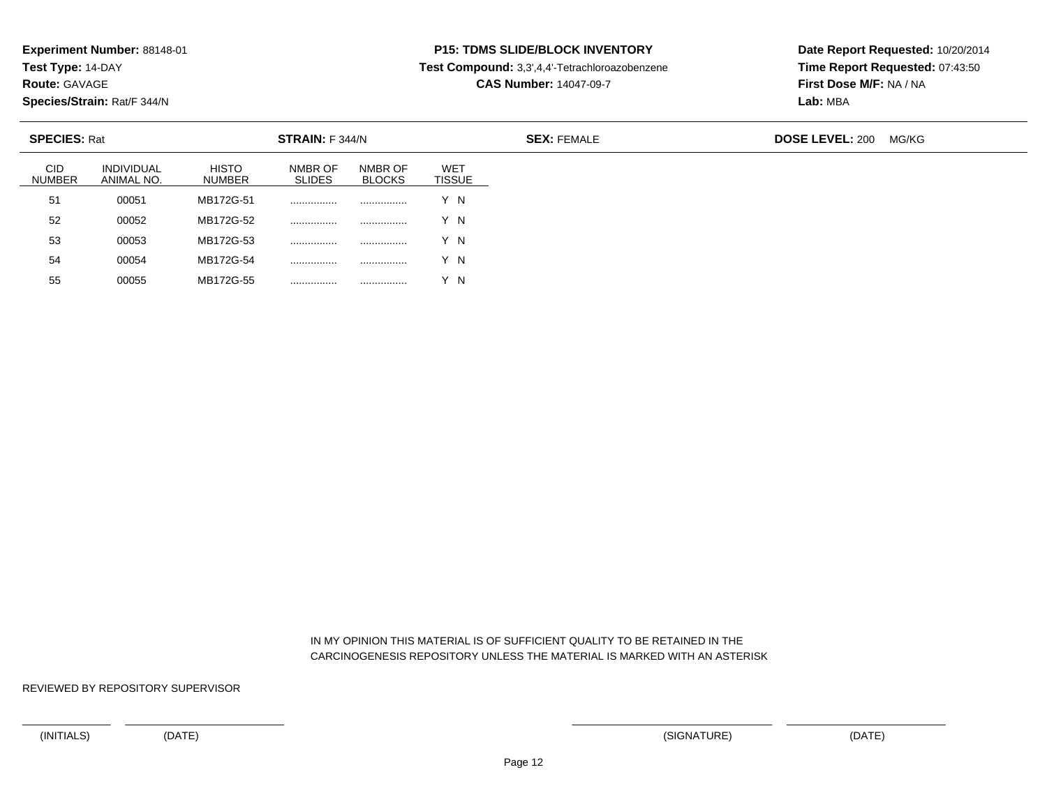**Experiment Number:** 88148-01
**Test Type:** 14-DAY
**Route:** GAVAGE
**Species/Strain:** Rat/F 344/N

**P15: TDMS SLIDE/BLOCK INVENTORY**
**Test Compound:** 3,3',4,4'-Tetrachloroazobenzene
**CAS Number:** 14047-09-7

**Date Report Requested:** 10/20/2014
**Time Report Requested:** 07:43:50
**First Dose M/F:** NA / NA
**Lab:** MBA

**SPECIES:** Rat **STRAIN:** F 344/N **SEX:** FEMALE **DOSE LEVEL:** 200 MG/KG

| CID NUMBER | INDIVIDUAL ANIMAL NO. | HISTO NUMBER | NMBR OF SLIDES | NMBR OF BLOCKS | WET TISSUE |
|---|---|---|---|---|---|
| 51 | 00051 | MB172G-51 | ................ | ................ | Y N |
| 52 | 00052 | MB172G-52 | ................ | ................ | Y N |
| 53 | 00053 | MB172G-53 | ................ | ................ | Y N |
| 54 | 00054 | MB172G-54 | ................ | ................ | Y N |
| 55 | 00055 | MB172G-55 | ................ | ................ | Y N |

IN MY OPINION THIS MATERIAL IS OF SUFFICIENT QUALITY TO BE RETAINED IN THE CARCINOGENESIS REPOSITORY UNLESS THE MATERIAL IS MARKED WITH AN ASTERISK

REVIEWED BY REPOSITORY SUPERVISOR

______________ ______________________ ______________________________ ______________________

(INITIALS) (DATE) (SIGNATURE) (DATE)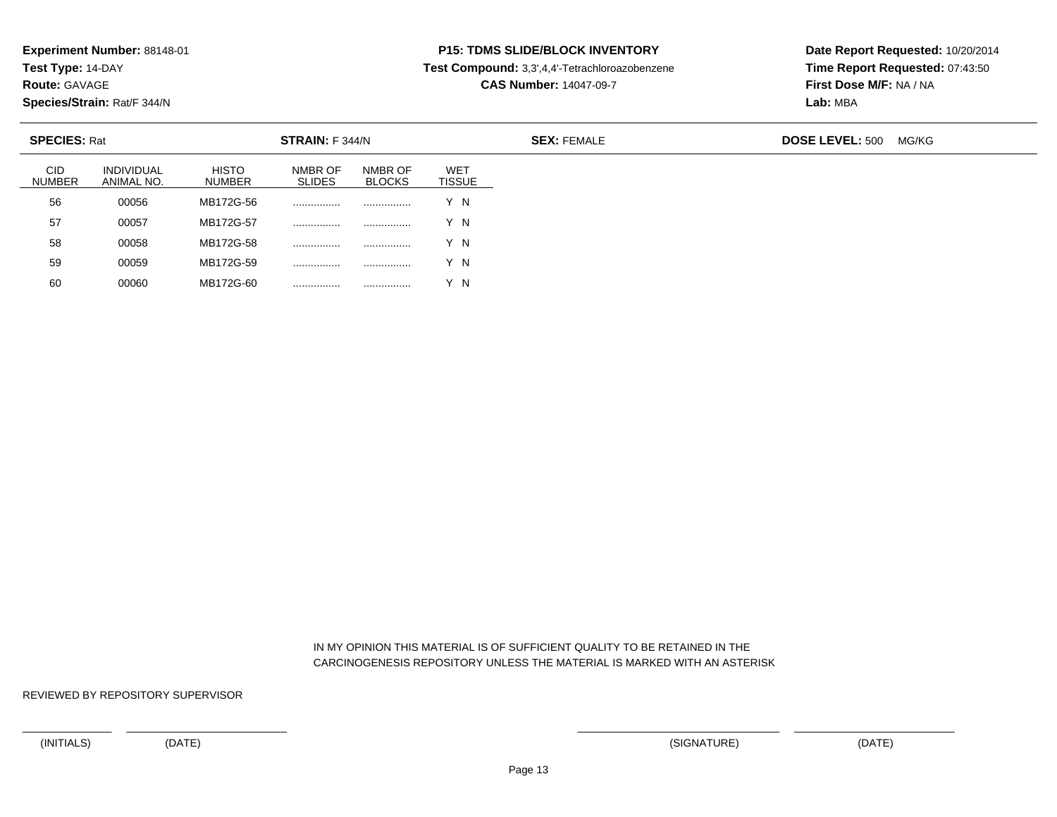**Experiment Number:** 88148-01
**Test Type:** 14-DAY
**Route:** GAVAGE
**Species/Strain:** Rat/F 344/N

**P15: TDMS SLIDE/BLOCK INVENTORY**
**Test Compound:** 3,3',4,4'-Tetrachloroazobenzene
**CAS Number:** 14047-09-7

**Date Report Requested:** 10/20/2014
**Time Report Requested:** 07:43:50
**First Dose M/F:** NA / NA
**Lab:** MBA

**SPECIES:** Rat **STRAIN:** F 344/N **SEX:** FEMALE **DOSE LEVEL:** 500 MG/KG

| CID NUMBER | INDIVIDUAL ANIMAL NO. | HISTO NUMBER | NMBR OF SLIDES | NMBR OF BLOCKS | WET TISSUE |
|---|---|---|---|---|---|
| 56 | 00056 | MB172G-56 | ................ | ................ | Y N |
| 57 | 00057 | MB172G-57 | ................ | ................ | Y N |
| 58 | 00058 | MB172G-58 | ................ | ................ | Y N |
| 59 | 00059 | MB172G-59 | ................ | ................ | Y N |
| 60 | 00060 | MB172G-60 | ................ | ................ | Y N |

IN MY OPINION THIS MATERIAL IS OF SUFFICIENT QUALITY TO BE RETAINED IN THE CARCINOGENESIS REPOSITORY UNLESS THE MATERIAL IS MARKED WITH AN ASTERISK

REVIEWED BY REPOSITORY SUPERVISOR

(INITIALS) (DATE) (SIGNATURE) (DATE)